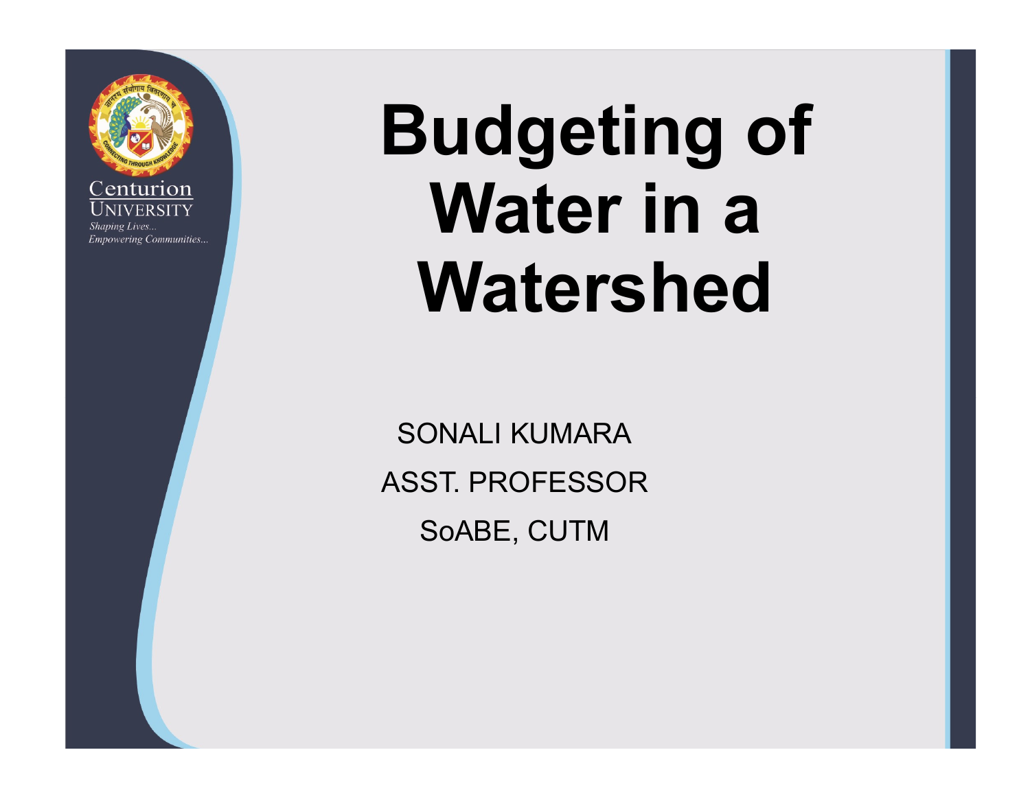Centurion
UNIVERSITY
*Shaping Lives...*
*Empowering Communities...*

# Budgeting of Water in a Watershed

SONALI KUMARA

ASST. PROFESSOR

SoABE, CUTM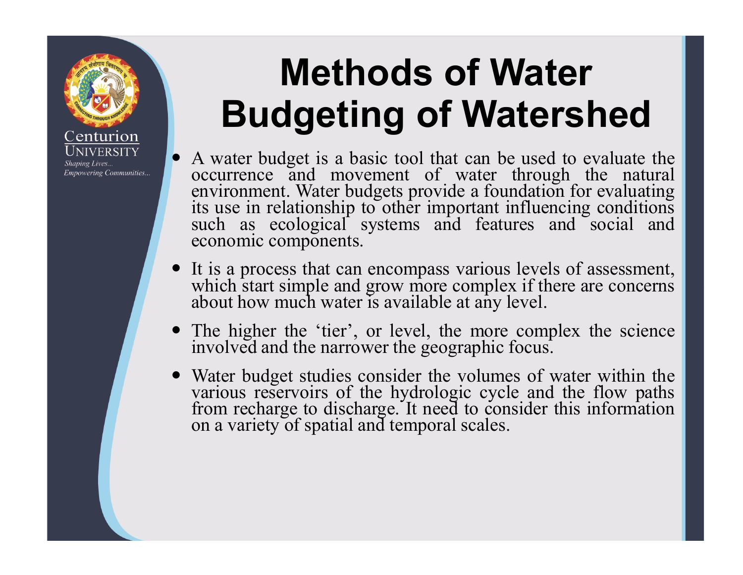# Methods of Water Budgeting of Watershed

- A water budget is a basic tool that can be used to evaluate the occurrence and movement of water through the natural environment. Water budgets provide a foundation for evaluating its use in relationship to other important influencing conditions such as ecological systems and features and social and economic components.
- It is a process that can encompass various levels of assessment, which start simple and grow more complex if there are concerns about how much water is available at any level.
- The higher the 'tier', or level, the more complex the science involved and the narrower the geographic focus.
- Water budget studies consider the volumes of water within the various reservoirs of the hydrologic cycle and the flow paths from recharge to discharge. It need to consider this information on a variety of spatial and temporal scales.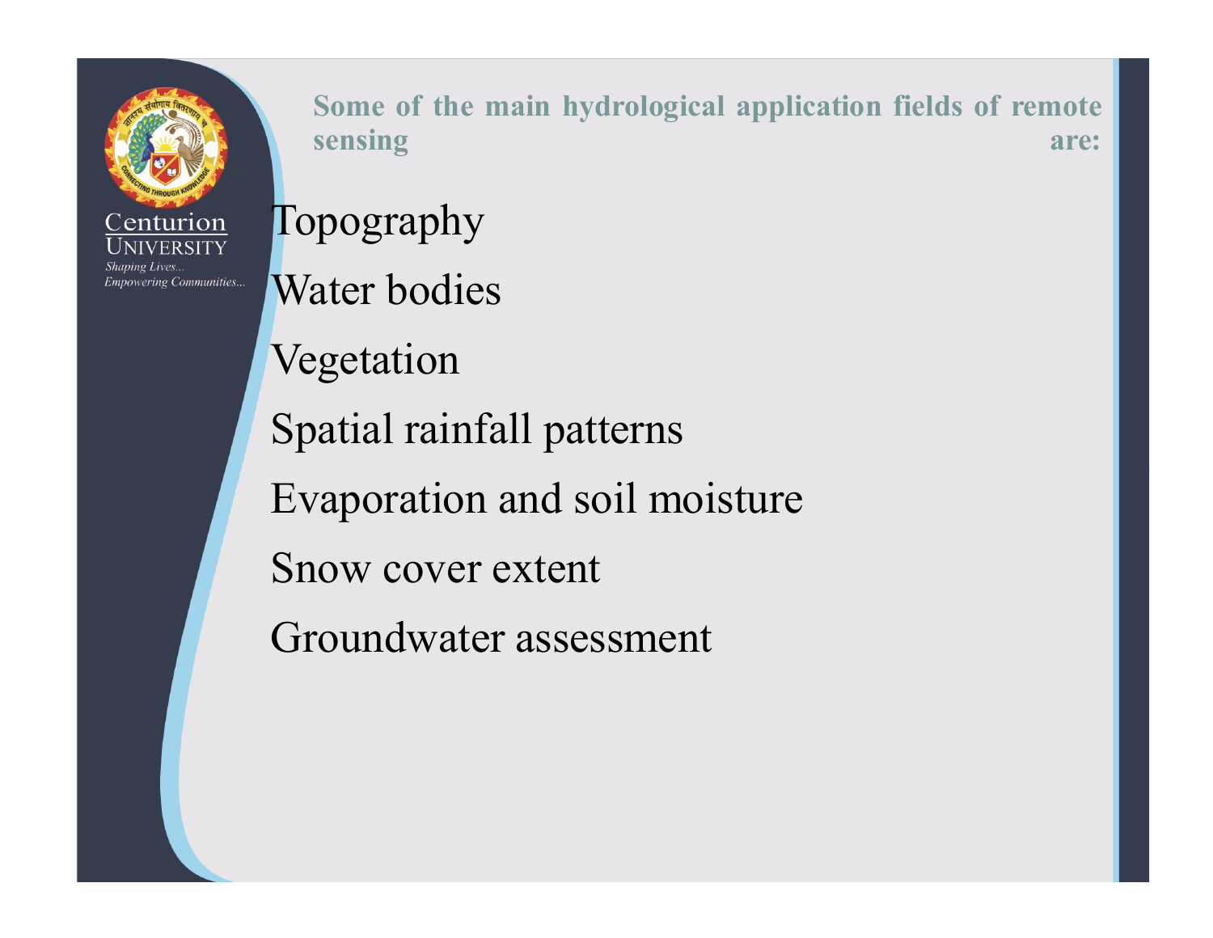## Some of the main hydrological application fields of remote sensing are:

- Topography
- Water bodies
- Vegetation
- Spatial rainfall patterns
- Evaporation and soil moisture
- Snow cover extent
- Groundwater assessment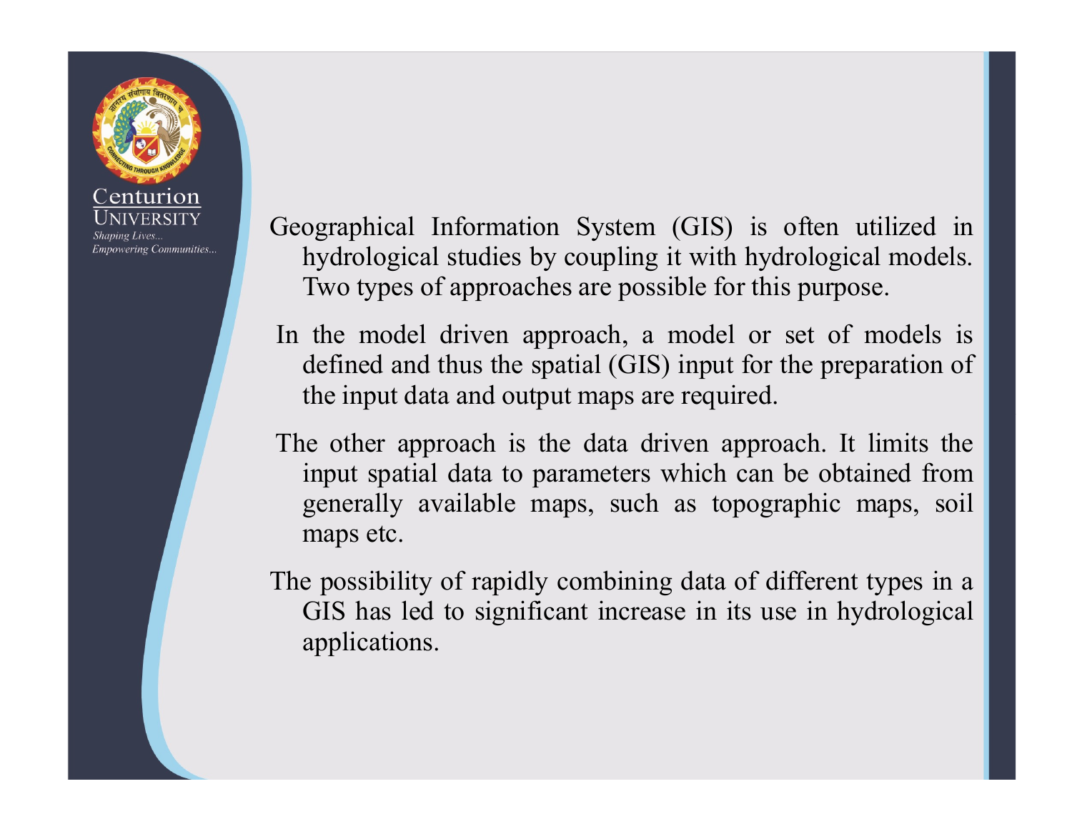Geographical Information System (GIS) is often utilized in hydrological studies by coupling it with hydrological models. Two types of approaches are possible for this purpose.

In the model driven approach, a model or set of models is defined and thus the spatial (GIS) input for the preparation of the input data and output maps are required.

The other approach is the data driven approach. It limits the input spatial data to parameters which can be obtained from generally available maps, such as topographic maps, soil maps etc.

The possibility of rapidly combining data of different types in a GIS has led to significant increase in its use in hydrological applications.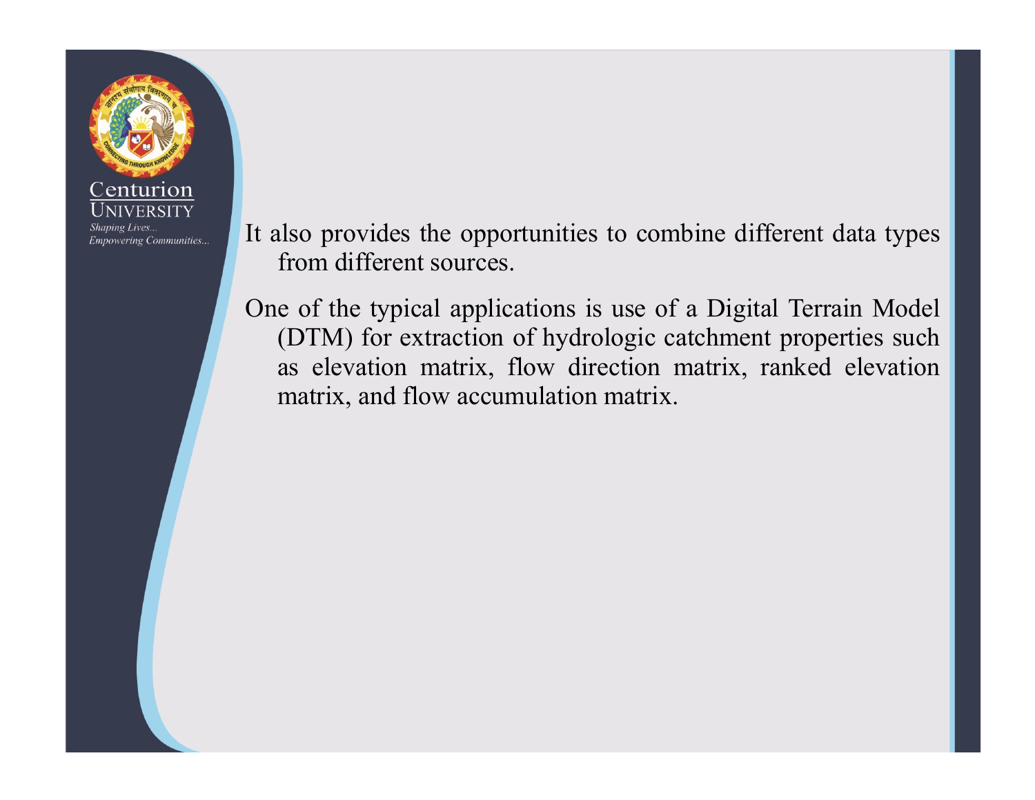It also provides the opportunities to combine different data types from different sources.

One of the typical applications is use of a Digital Terrain Model (DTM) for extraction of hydrologic catchment properties such as elevation matrix, flow direction matrix, ranked elevation matrix, and flow accumulation matrix.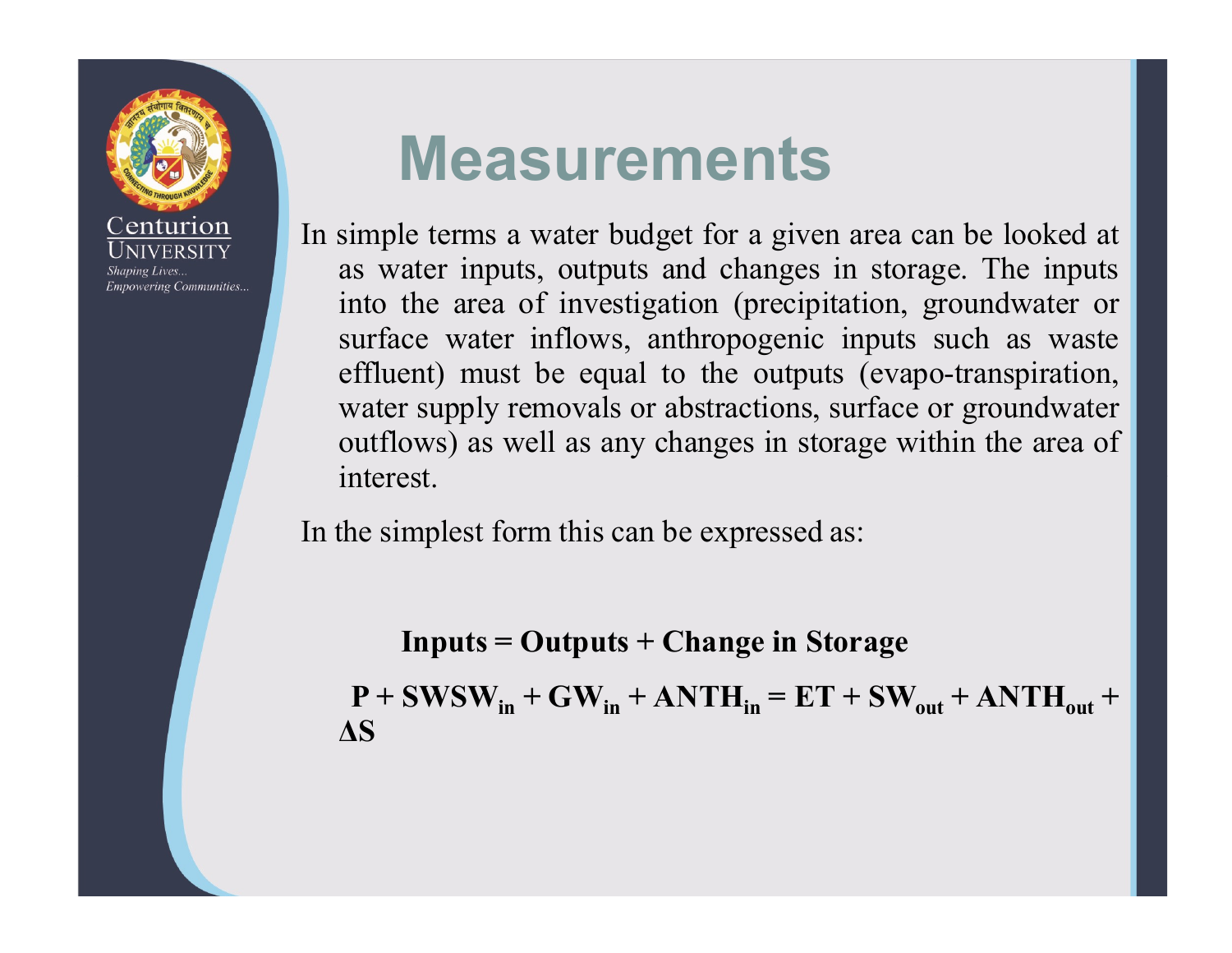# Measurements

In simple terms a water budget for a given area can be looked at as water inputs, outputs and changes in storage. The inputs into the area of investigation (precipitation, groundwater or surface water inflows, anthropogenic inputs such as waste effluent) must be equal to the outputs (evapo-transpiration, water supply removals or abstractions, surface or groundwater outflows) as well as any changes in storage within the area of interest.

In the simplest form this can be expressed as:

**Inputs = Outputs + Change in Storage**

$$\mathbf{P + SWSW_{in} + GW_{in} + ANTH_{in} = ET + SW_{out} + ANTH_{out} + \Delta S}$$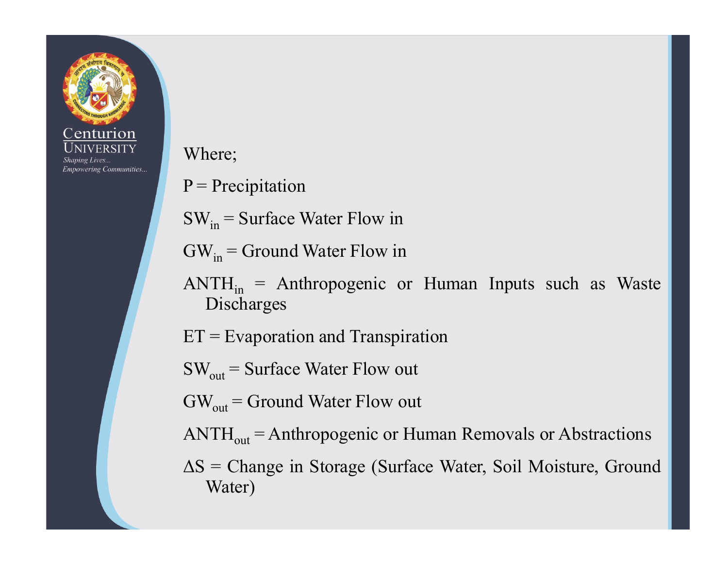Where;

$P$ = Precipitation

$SW_{in}$ = Surface Water Flow in

$GW_{in}$ = Ground Water Flow in

$ANTH_{in}$ = Anthropogenic or Human Inputs such as Waste Discharges

$ET$ = Evaporation and Transpiration

$SW_{out}$ = Surface Water Flow out

$GW_{out}$ = Ground Water Flow out

$ANTH_{out}$ = Anthropogenic or Human Removals or Abstractions

$\Delta S$ = Change in Storage (Surface Water, Soil Moisture, Ground Water)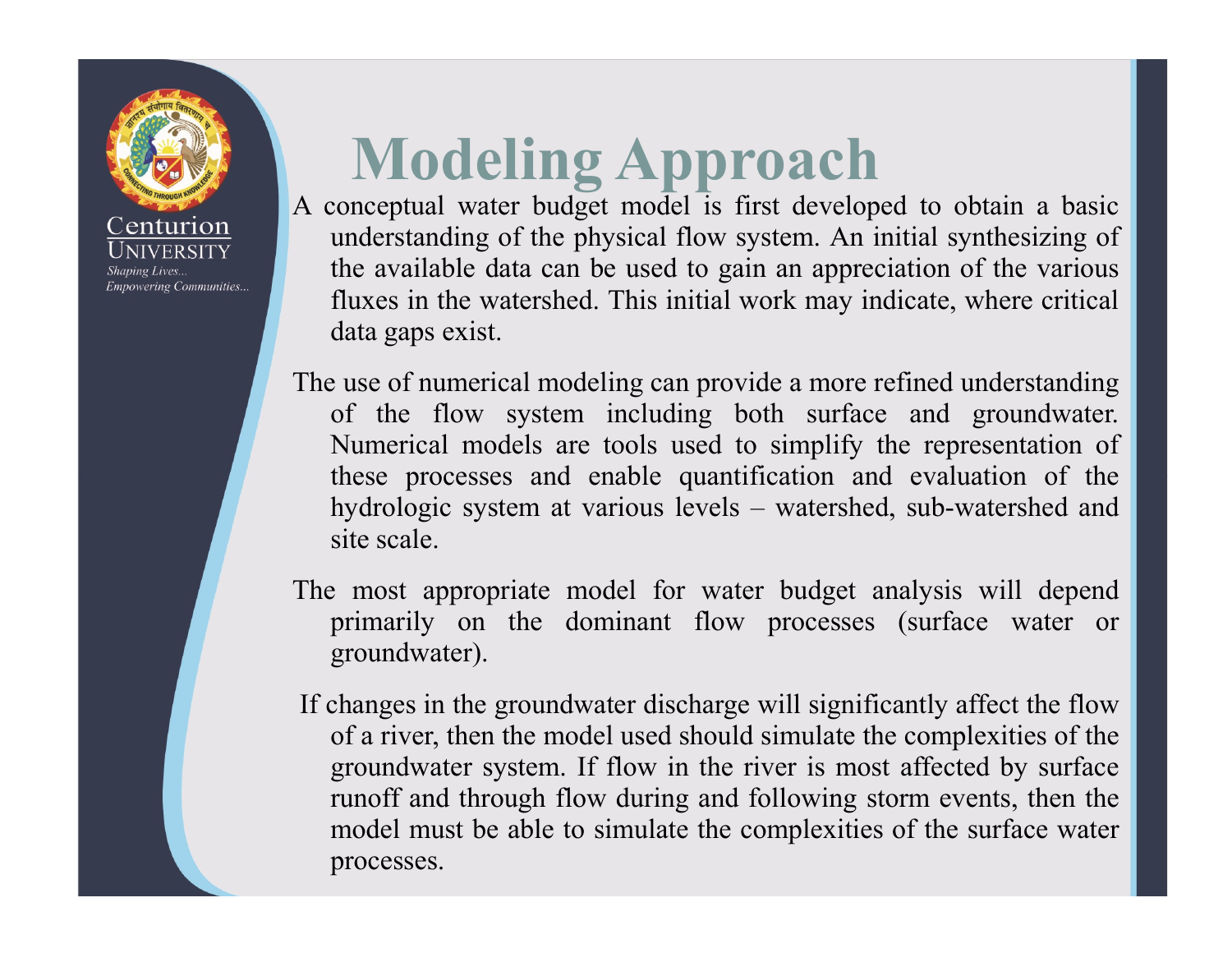# Modeling Approach

A conceptual water budget model is first developed to obtain a basic understanding of the physical flow system. An initial synthesizing of the available data can be used to gain an appreciation of the various fluxes in the watershed. This initial work may indicate, where critical data gaps exist.

The use of numerical modeling can provide a more refined understanding of the flow system including both surface and groundwater. Numerical models are tools used to simplify the representation of these processes and enable quantification and evaluation of the hydrologic system at various levels – watershed, sub-watershed and site scale.

The most appropriate model for water budget analysis will depend primarily on the dominant flow processes (surface water or groundwater).

If changes in the groundwater discharge will significantly affect the flow of a river, then the model used should simulate the complexities of the groundwater system. If flow in the river is most affected by surface runoff and through flow during and following storm events, then the model must be able to simulate the complexities of the surface water processes.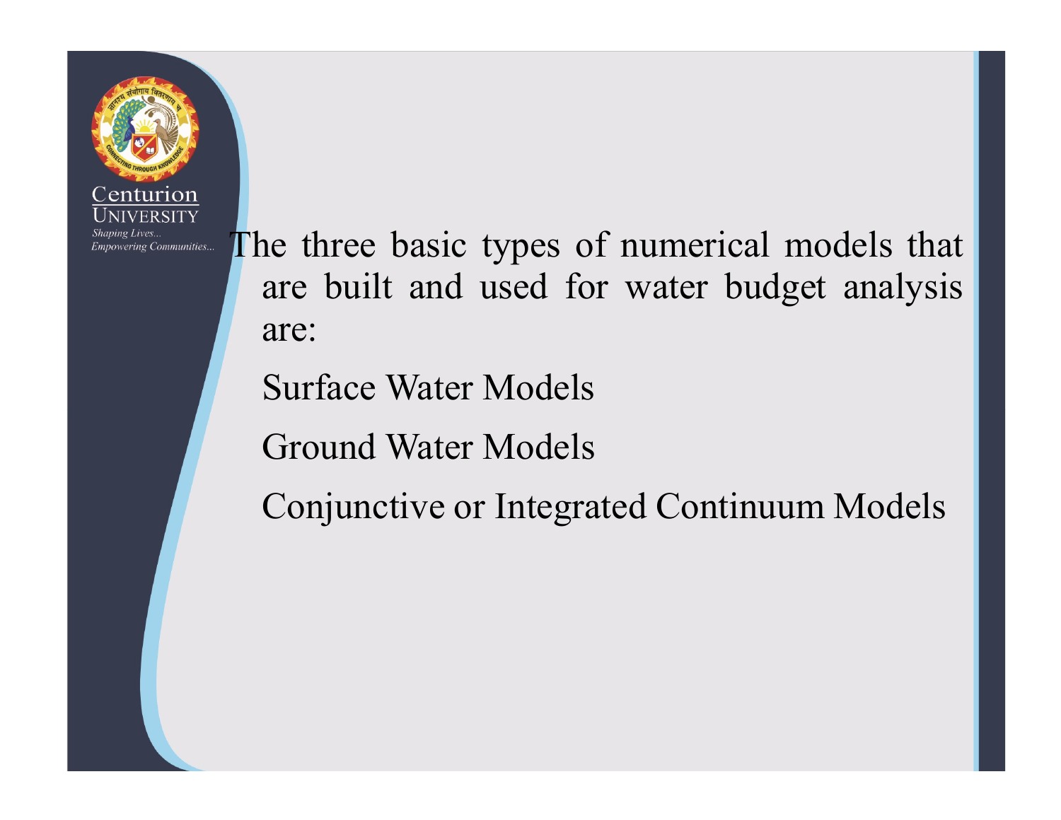The three basic types of numerical models that are built and used for water budget analysis are:

Surface Water Models

Ground Water Models

Conjunctive or Integrated Continuum Models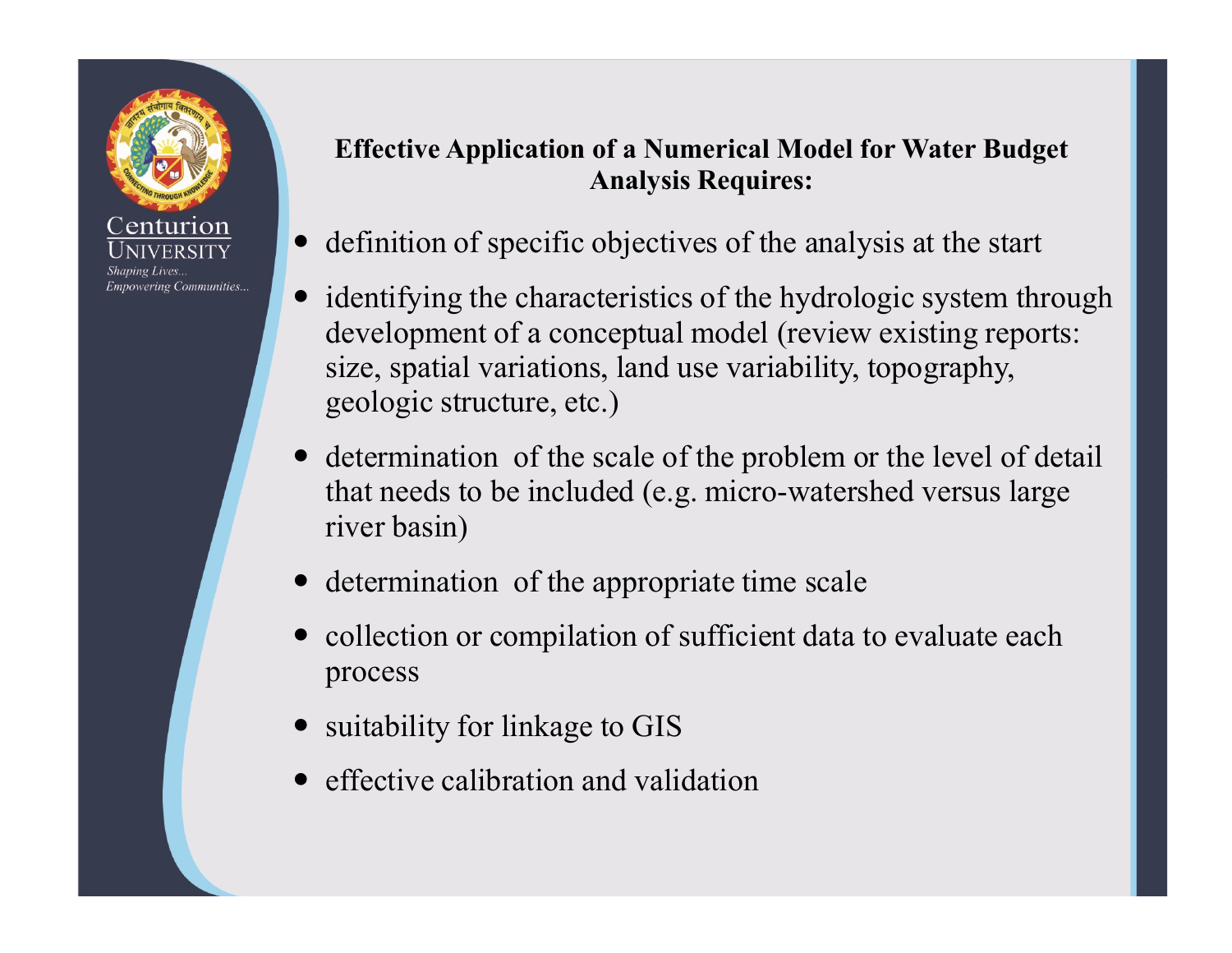**Effective Application of a Numerical Model for Water Budget Analysis Requires:**

- definition of specific objectives of the analysis at the start
- identifying the characteristics of the hydrologic system through development of a conceptual model (review existing reports: size, spatial variations, land use variability, topography, geologic structure, etc.)
- determination of the scale of the problem or the level of detail that needs to be included (e.g. micro-watershed versus large river basin)
- determination of the appropriate time scale
- collection or compilation of sufficient data to evaluate each process
- suitability for linkage to GIS
- effective calibration and validation